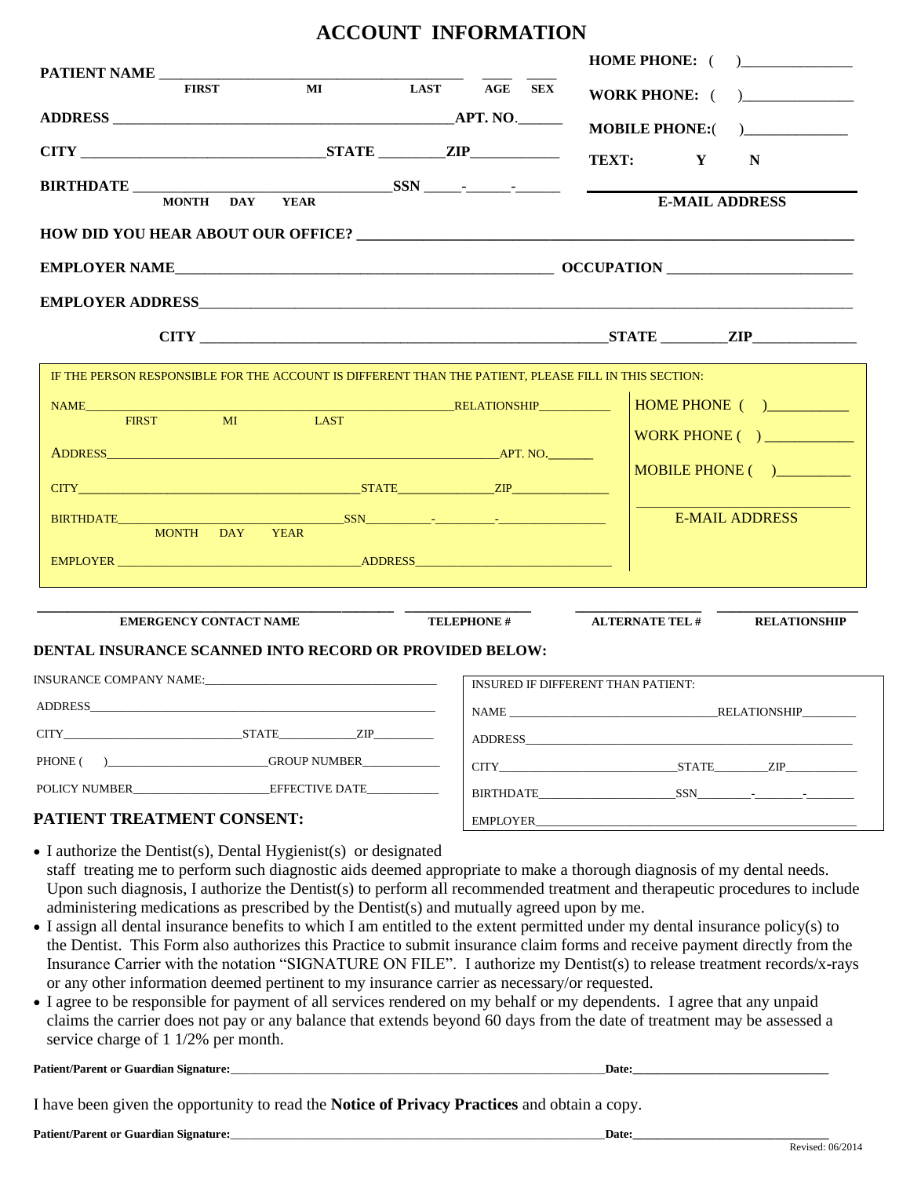# ACCOUNT INFORMATION

**PATIENT NAME** ________________________________________ ____ ____
FIRST MI LAST AGE SEX

**HOME PHONE:** ( )______________

**WORK PHONE:** ( )______________

**MOBILE PHONE:**( )______________

**TEXT:** Y N

**ADDRESS** ____________________________________________ **APT. NO.**______

**CITY** ________________________________ **STATE** ________ **ZIP**___________

**BIRTHDATE** ________________________________ **SSN** _____-______-______
MONTH DAY YEAR

______________________________
**E-MAIL ADDRESS**

**HOW DID YOU HEAR ABOUT OUR OFFICE?** ______________________________________________

**EMPLOYER NAME**______________________________________________ **OCCUPATION** ______________________

**EMPLOYER ADDRESS**______________________________________________________________________

**CITY** ______________________________________________ **STATE** ________ **ZIP**_____________

IF THE PERSON RESPONSIBLE FOR THE ACCOUNT IS DIFFERENT THAN THE PATIENT, PLEASE FILL IN THIS SECTION:

NAME_____________________________________________ RELATIONSHIP___________
FIRST MI LAST

HOME PHONE ( )__________

WORK PHONE ( ) ___________

MOBILE PHONE ( )_________

ADDRESS_____________________________________________ APT. NO.______

CITY_________________________________ STATE______________ ZIP______________

BIRTHDATE_____________________________ SSN_________-_________-_______________
MONTH DAY YEAR

______________________________
E-MAIL ADDRESS

EMPLOYER _________________________________ ADDRESS_____________________________

______________________________ ______________ ______________ ______________
**EMERGENCY CONTACT NAME** **TELEPHONE #** **ALTERNATE TEL #** **RELATIONSHIP**

**DENTAL INSURANCE SCANNED INTO RECORD OR PROVIDED BELOW:**

INSURANCE COMPANY NAME:_________________________________

ADDRESS_________________________________________________

CITY___________________________ STATE____________ ZIP_________

PHONE ( )________________________ GROUP NUMBER____________

POLICY NUMBER_____________________ EFFECTIVE DATE___________

INSURED IF DIFFERENT THAN PATIENT:

NAME _______________________________ RELATIONSHIP________

ADDRESS_________________________________________________

CITY____________________________ STATE________ ZIP___________

BIRTHDATE______________________ SSN_________-________-________

EMPLOYER_________________________________________________

**PATIENT TREATMENT CONSENT:**

- I authorize the Dentist(s), Dental Hygienist(s) or designated staff treating me to perform such diagnostic aids deemed appropriate to make a thorough diagnosis of my dental needs. Upon such diagnosis, I authorize the Dentist(s) to perform all recommended treatment and therapeutic procedures to include administering medications as prescribed by the Dentist(s) and mutually agreed upon by me.
- I assign all dental insurance benefits to which I am entitled to the extent permitted under my dental insurance policy(s) to the Dentist. This Form also authorizes this Practice to submit insurance claim forms and receive payment directly from the Insurance Carrier with the notation "SIGNATURE ON FILE". I authorize my Dentist(s) to release treatment records/x-rays or any other information deemed pertinent to my insurance carrier as necessary/or requested.
- I agree to be responsible for payment of all services rendered on my behalf or my dependents. I agree that any unpaid claims the carrier does not pay or any balance that extends beyond 60 days from the date of treatment may be assessed a service charge of 1 1/2% per month.

**Patient/Parent or Guardian Signature:**________________________________________ **Date:**____________________

I have been given the opportunity to read the **Notice of Privacy Practices** and obtain a copy.

**Patient/Parent or Guardian Signature:**________________________________________ **Date:**____________________

Revised: 06/2014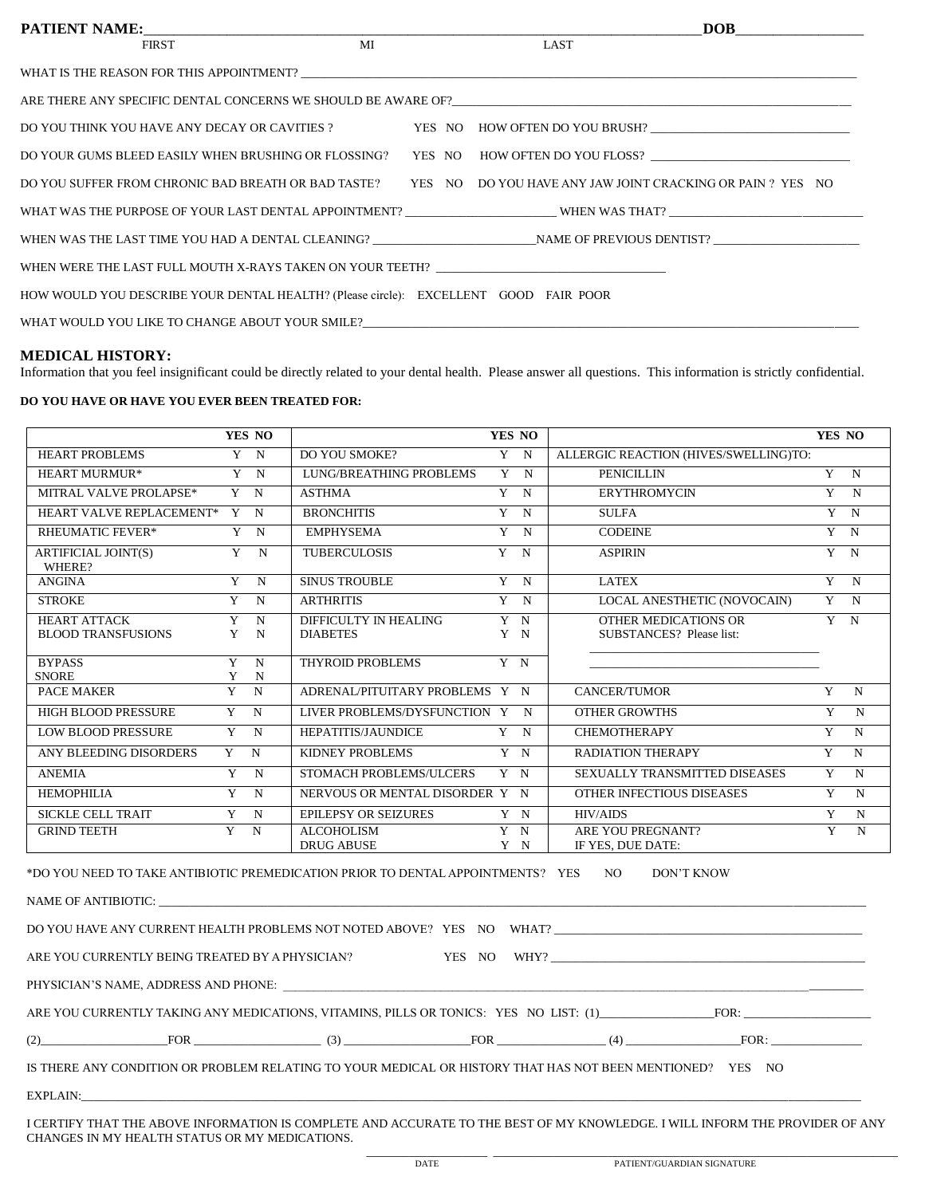**PATIENT NAME:**______________________________________________**DOB**__________________

FIRST MI LAST

WHAT IS THE REASON FOR THIS APPOINTMENT? ____________________________________________

ARE THERE ANY SPECIFIC DENTAL CONCERNS WE SHOULD BE AWARE OF?_______________________________

DO YOU THINK YOU HAVE ANY DECAY OR CAVITIES ? YES NO HOW OFTEN DO YOU BRUSH? ________________

DO YOUR GUMS BLEED EASILY WHEN BRUSHING OR FLOSSING? YES NO HOW OFTEN DO YOU FLOSS? ________________

DO YOU SUFFER FROM CHRONIC BAD BREATH OR BAD TASTE? YES NO DO YOU HAVE ANY JAW JOINT CRACKING OR PAIN ? YES NO

WHAT WAS THE PURPOSE OF YOUR LAST DENTAL APPOINTMENT? ________________ WHEN WAS THAT? ________________

WHEN WAS THE LAST TIME YOU HAD A DENTAL CLEANING? ________________NAME OF PREVIOUS DENTIST? ________________

WHEN WERE THE LAST FULL MOUTH X-RAYS TAKEN ON YOUR TEETH? ________________

HOW WOULD YOU DESCRIBE YOUR DENTAL HEALTH? (Please circle): EXCELLENT GOOD FAIR POOR

WHAT WOULD YOU LIKE TO CHANGE ABOUT YOUR SMILE?________________________________________

## MEDICAL HISTORY:

Information that you feel insignificant could be directly related to your dental health. Please answer all questions. This information is strictly confidential.

**DO YOU HAVE OR HAVE YOU EVER BEEN TREATED FOR:**

| | YES NO | | YES NO | | YES NO |
|---|---|---|---|---|---|
| HEART PROBLEMS | Y N | DO YOU SMOKE? | Y N | ALLERGIC REACTION (HIVES/SWELLING)TO: | |
| HEART MURMUR* | Y N | LUNG/BREATHING PROBLEMS | Y N | PENICILLIN | Y N |
| MITRAL VALVE PROLAPSE* | Y N | ASTHMA | Y N | ERYTHROMYCIN | Y N |
| HEART VALVE REPLACEMENT* | Y N | BRONCHITIS | Y N | SULFA | Y N |
| RHEUMATIC FEVER* | Y N | EMPHYSEMA | Y N | CODEINE | Y N |
| ARTIFICIAL JOINT(S) WHERE? | Y N | TUBERCULOSIS | Y N | ASPIRIN | Y N |
| ANGINA | Y N | SINUS TROUBLE | Y N | LATEX | Y N |
| STROKE | Y N | ARTHRITIS | Y N | LOCAL ANESTHETIC (NOVOCAIN) | Y N |
| HEART ATTACK<br>BLOOD TRANSFUSIONS | Y N<br>Y N | DIFFICULTY IN HEALING<br>DIABETES | Y N<br>Y N | OTHER MEDICATIONS OR SUBSTANCES? Please list: | Y N |
| BYPASS<br>SNORE | Y N<br>Y N | THYROID PROBLEMS | Y N | ________________<br>________________ | |
| PACE MAKER | Y N | ADRENAL/PITUITARY PROBLEMS | Y N | CANCER/TUMOR | Y N |
| HIGH BLOOD PRESSURE | Y N | LIVER PROBLEMS/DYSFUNCTION | Y N | OTHER GROWTHS | Y N |
| LOW BLOOD PRESSURE | Y N | HEPATITIS/JAUNDICE | Y N | CHEMOTHERAPY | Y N |
| ANY BLEEDING DISORDERS | Y N | KIDNEY PROBLEMS | Y N | RADIATION THERAPY | Y N |
| ANEMIA | Y N | STOMACH PROBLEMS/ULCERS | Y N | SEXUALLY TRANSMITTED DISEASES | Y N |
| HEMOPHILIA | Y N | NERVOUS OR MENTAL DISORDER | Y N | OTHER INFECTIOUS DISEASES | Y N |
| SICKLE CELL TRAIT | Y N | EPILEPSY OR SEIZURES | Y N | HIV/AIDS | Y N |
| GRIND TEETH | Y N | ALCOHOLISM<br>DRUG ABUSE | Y N<br>Y N | ARE YOU PREGNANT?<br>IF YES, DUE DATE: | Y N |

*DO YOU NEED TO TAKE ANTIBIOTIC PREMEDICATION PRIOR TO DENTAL APPOINTMENTS? YES NO DON'T KNOW

NAME OF ANTIBIOTIC: ____________________________________________

DO YOU HAVE ANY CURRENT HEALTH PROBLEMS NOT NOTED ABOVE? YES NO WHAT? ________________________

ARE YOU CURRENTLY BEING TREATED BY A PHYSICIAN? YES NO WHY? ________________________

PHYSICIAN'S NAME, ADDRESS AND PHONE: ____________________________________________

ARE YOU CURRENTLY TAKING ANY MEDICATIONS, VITAMINS, PILLS OR TONICS: YES NO LIST: (1)________________FOR: ________________

(2)________________FOR ________________ (3) ________________FOR ________________ (4) ________________FOR: ________________

IS THERE ANY CONDITION OR PROBLEM RELATING TO YOUR MEDICAL OR HISTORY THAT HAS NOT BEEN MENTIONED? YES NO

EXPLAIN:____________________________________________

I CERTIFY THAT THE ABOVE INFORMATION IS COMPLETE AND ACCURATE TO THE BEST OF MY KNOWLEDGE. I WILL INFORM THE PROVIDER OF ANY CHANGES IN MY HEALTH STATUS OR MY MEDICATIONS.

________________ ________________________________

DATE PATIENT/GUARDIAN SIGNATURE